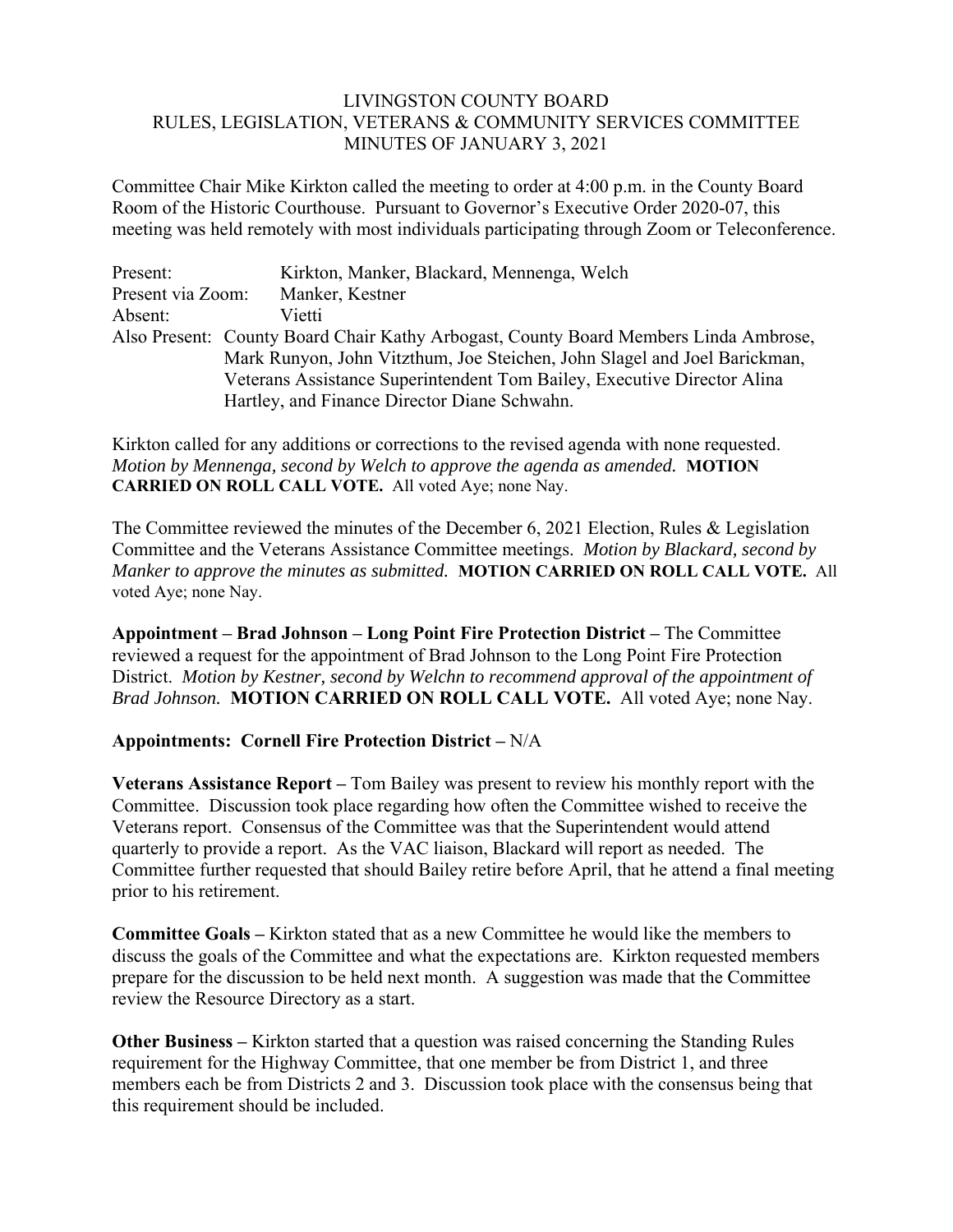# LIVINGSTON COUNTY BOARD
## RULES, LEGISLATION, VETERANS & COMMUNITY SERVICES COMMITTEE
## MINUTES OF JANUARY 3, 2021

Committee Chair Mike Kirkton called the meeting to order at 4:00 p.m. in the County Board Room of the Historic Courthouse. Pursuant to Governor's Executive Order 2020-07, this meeting was held remotely with most individuals participating through Zoom or Teleconference.

Present: Kirkton, Manker, Blackard, Mennenga, Welch
Present via Zoom: Manker, Kestner
Absent: Vietti
Also Present: County Board Chair Kathy Arbogast, County Board Members Linda Ambrose, Mark Runyon, John Vitzthum, Joe Steichen, John Slagel and Joel Barickman, Veterans Assistance Superintendent Tom Bailey, Executive Director Alina Hartley, and Finance Director Diane Schwahn.

Kirkton called for any additions or corrections to the revised agenda with none requested. *Motion by Mennenga, second by Welch to approve the agenda as amended.* **MOTION CARRIED ON ROLL CALL VOTE.** All voted Aye; none Nay.

The Committee reviewed the minutes of the December 6, 2021 Election, Rules & Legislation Committee and the Veterans Assistance Committee meetings. *Motion by Blackard, second by Manker to approve the minutes as submitted.* **MOTION CARRIED ON ROLL CALL VOTE.** All voted Aye; none Nay.

**Appointment – Brad Johnson – Long Point Fire Protection District –** The Committee reviewed a request for the appointment of Brad Johnson to the Long Point Fire Protection District. *Motion by Kestner, second by Welchn to recommend approval of the appointment of Brad Johnson.* **MOTION CARRIED ON ROLL CALL VOTE.** All voted Aye; none Nay.

**Appointments: Cornell Fire Protection District –** N/A

**Veterans Assistance Report –** Tom Bailey was present to review his monthly report with the Committee. Discussion took place regarding how often the Committee wished to receive the Veterans report. Consensus of the Committee was that the Superintendent would attend quarterly to provide a report. As the VAC liaison, Blackard will report as needed. The Committee further requested that should Bailey retire before April, that he attend a final meeting prior to his retirement.

**Committee Goals –** Kirkton stated that as a new Committee he would like the members to discuss the goals of the Committee and what the expectations are. Kirkton requested members prepare for the discussion to be held next month. A suggestion was made that the Committee review the Resource Directory as a start.

**Other Business –** Kirkton started that a question was raised concerning the Standing Rules requirement for the Highway Committee, that one member be from District 1, and three members each be from Districts 2 and 3. Discussion took place with the consensus being that this requirement should be included.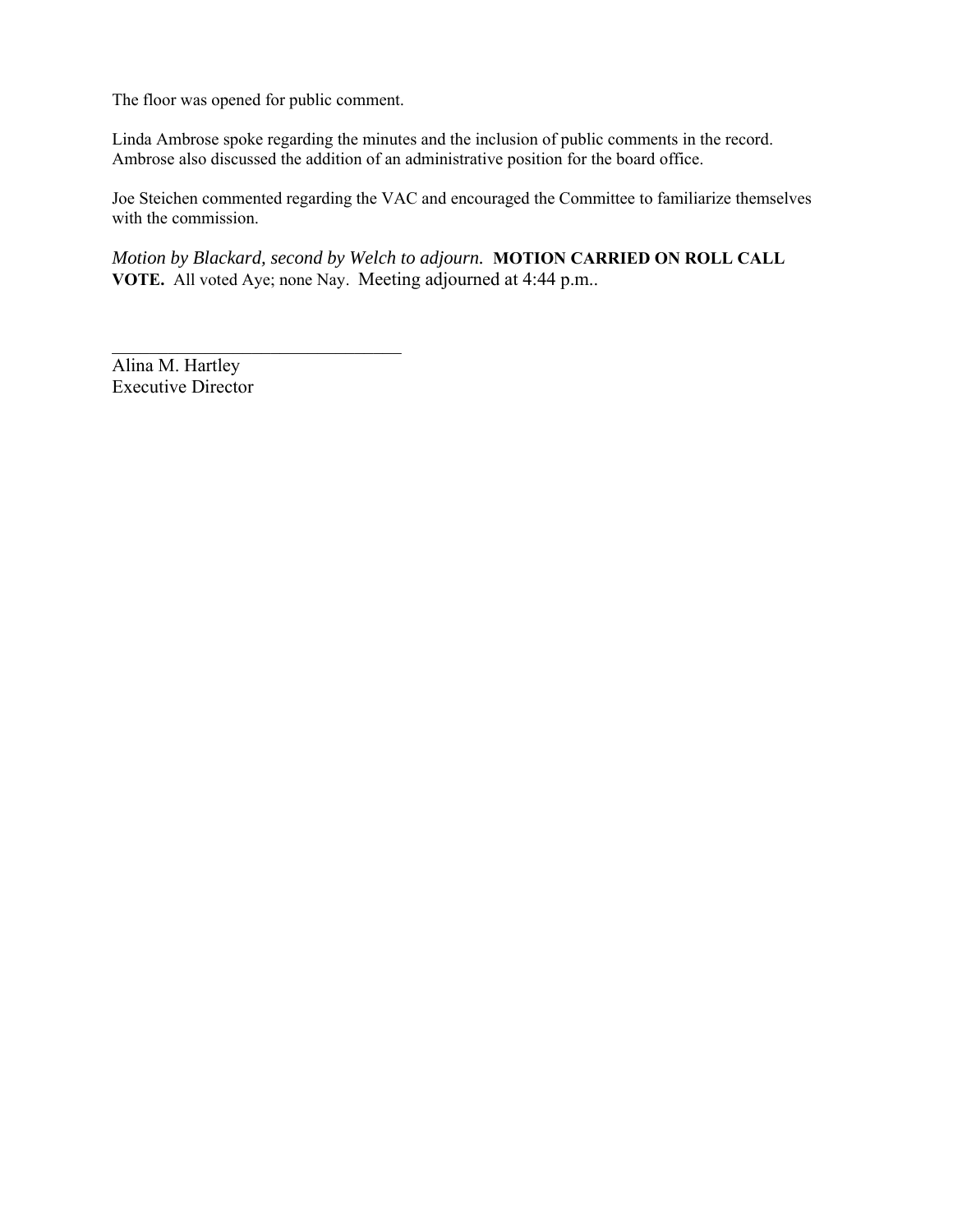The floor was opened for public comment.

Linda Ambrose spoke regarding the minutes and the inclusion of public comments in the record. Ambrose also discussed the addition of an administrative position for the board office.

Joe Steichen commented regarding the VAC and encouraged the Committee to familiarize themselves with the commission.

*Motion by Blackard, second by Welch to adjourn.* **MOTION CARRIED ON ROLL CALL VOTE.** All voted Aye; none Nay. Meeting adjourned at 4:44 p.m..

\_\_\_\_\_\_\_\_\_\_\_\_\_\_\_\_\_\_\_\_\_\_\_\_\_\_\_\_\_\_\_\_\_\_

Alina M. Hartley
Executive Director